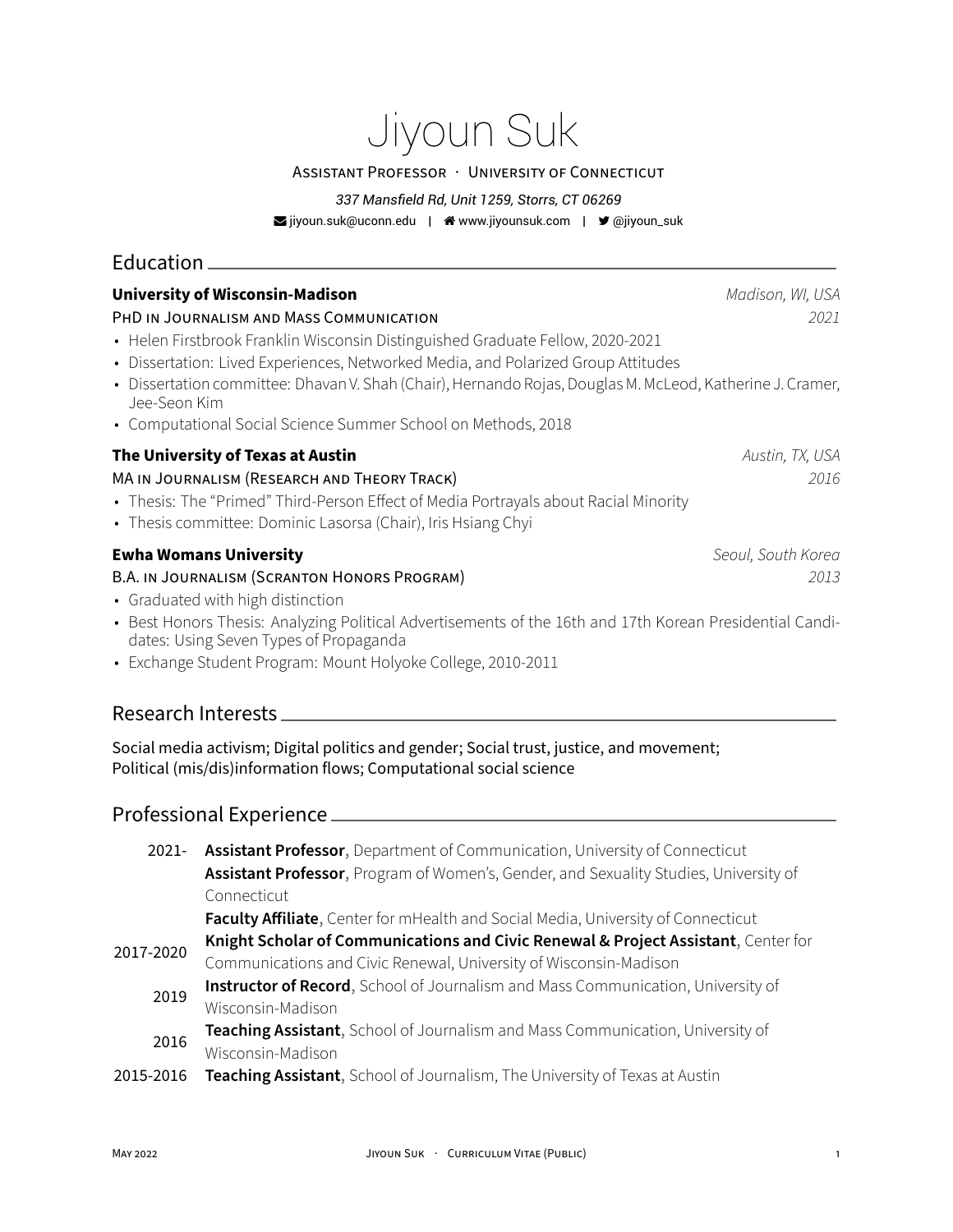# Jiyoun Suk

ASSISTANT PROFESSOR · UNIVERSITY OF CONNECTICUT

*337 Mansfield Rd, Unit 1259, Storrs, CT 06269*

jiyoun.suk@uconn.edu | www.jiyounsuk.com | @jiyoun_suk

## Education

**University of Wisconsin-Madison** — *Madison, WI, USA*

PHD IN JOURNALISM AND MASS COMMUNICATION — *2021*

- Helen Firstbrook Franklin Wisconsin Distinguished Graduate Fellow, 2020-2021
- Dissertation: Lived Experiences, Networked Media, and Polarized Group Attitudes
- Dissertation committee: Dhavan V. Shah (Chair), Hernando Rojas, Douglas M. McLeod, Katherine J. Cramer, Jee-Seon Kim
- Computational Social Science Summer School on Methods, 2018

**The University of Texas at Austin** — *Austin, TX, USA*

MA IN JOURNALISM (RESEARCH AND THEORY TRACK) — *2016*

- Thesis: The "Primed" Third-Person Effect of Media Portrayals about Racial Minority
- Thesis committee: Dominic Lasorsa (Chair), Iris Hsiang Chyi

**Ewha Womans University** — *Seoul, South Korea*

B.A. IN JOURNALISM (SCRANTON HONORS PROGRAM) — *2013*

- Graduated with high distinction
- Best Honors Thesis: Analyzing Political Advertisements of the 16th and 17th Korean Presidential Candidates: Using Seven Types of Propaganda
- Exchange Student Program: Mount Holyoke College, 2010-2011

## Research Interests

Social media activism; Digital politics and gender; Social trust, justice, and movement; Political (mis/dis)information flows; Computational social science

## Professional Experience

| | |
|---|---|
| 2021- | **Assistant Professor**, Department of Communication, University of Connecticut |
| | **Assistant Professor**, Program of Women's, Gender, and Sexuality Studies, University of Connecticut |
| | **Faculty Affiliate**, Center for mHealth and Social Media, University of Connecticut |
| 2017-2020 | **Knight Scholar of Communications and Civic Renewal & Project Assistant**, Center for Communications and Civic Renewal, University of Wisconsin-Madison |
| 2019 | **Instructor of Record**, School of Journalism and Mass Communication, University of Wisconsin-Madison |
| 2016 | **Teaching Assistant**, School of Journalism and Mass Communication, University of Wisconsin-Madison |
| 2015-2016 | **Teaching Assistant**, School of Journalism, The University of Texas at Austin |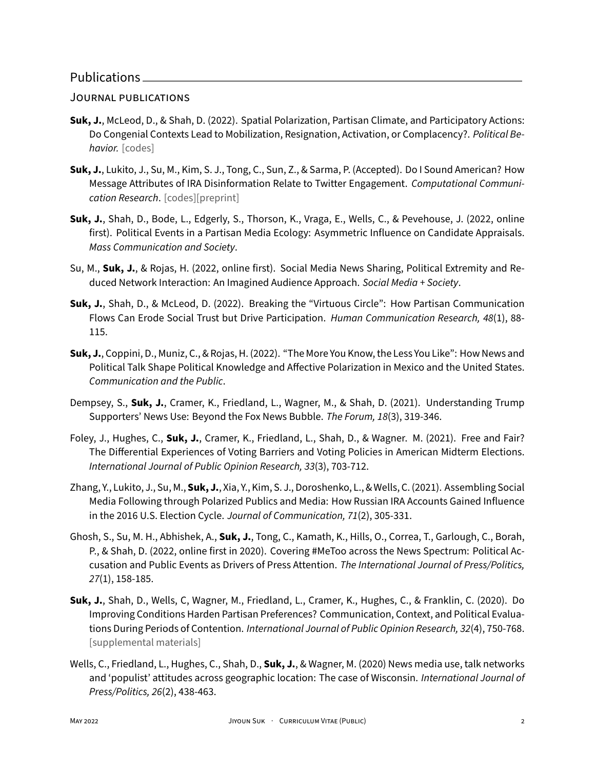## Publications

### Journal publications

- **Suk, J.**, McLeod, D., & Shah, D. (2022). Spatial Polarization, Partisan Climate, and Participatory Actions: Do Congenial Contexts Lead to Mobilization, Resignation, Activation, or Complacency?. *Political Behavior.* [codes]

- **Suk, J.**, Lukito, J., Su, M., Kim, S. J., Tong, C., Sun, Z., & Sarma, P. (Accepted). Do I Sound American? How Message Attributes of IRA Disinformation Relate to Twitter Engagement. *Computational Communication Research*. [codes][preprint]

- **Suk, J.**, Shah, D., Bode, L., Edgerly, S., Thorson, K., Vraga, E., Wells, C., & Pevehouse, J. (2022, online first). Political Events in a Partisan Media Ecology: Asymmetric Influence on Candidate Appraisals. *Mass Communication and Society*.

- Su, M., **Suk, J.**, & Rojas, H. (2022, online first). Social Media News Sharing, Political Extremity and Reduced Network Interaction: An Imagined Audience Approach. *Social Media + Society*.

- **Suk, J.**, Shah, D., & McLeod, D. (2022). Breaking the "Virtuous Circle": How Partisan Communication Flows Can Erode Social Trust but Drive Participation. *Human Communication Research, 48*(1), 88-115.

- **Suk, J.**, Coppini, D., Muniz, C., & Rojas, H. (2022). "The More You Know, the Less You Like": How News and Political Talk Shape Political Knowledge and Affective Polarization in Mexico and the United States. *Communication and the Public*.

- Dempsey, S., **Suk, J.**, Cramer, K., Friedland, L., Wagner, M., & Shah, D. (2021). Understanding Trump Supporters' News Use: Beyond the Fox News Bubble. *The Forum, 18*(3), 319-346.

- Foley, J., Hughes, C., **Suk, J.**, Cramer, K., Friedland, L., Shah, D., & Wagner. M. (2021). Free and Fair? The Differential Experiences of Voting Barriers and Voting Policies in American Midterm Elections. *International Journal of Public Opinion Research, 33*(3), 703-712.

- Zhang, Y., Lukito, J., Su, M., **Suk, J.**, Xia, Y., Kim, S. J., Doroshenko, L., & Wells, C. (2021). Assembling Social Media Following through Polarized Publics and Media: How Russian IRA Accounts Gained Influence in the 2016 U.S. Election Cycle. *Journal of Communication, 71*(2), 305-331.

- Ghosh, S., Su, M. H., Abhishek, A., **Suk, J.**, Tong, C., Kamath, K., Hills, O., Correa, T., Garlough, C., Borah, P., & Shah, D. (2022, online first in 2020). Covering #MeToo across the News Spectrum: Political Accusation and Public Events as Drivers of Press Attention. *The International Journal of Press/Politics, 27*(1), 158-185.

- **Suk, J.**, Shah, D., Wells, C, Wagner, M., Friedland, L., Cramer, K., Hughes, C., & Franklin, C. (2020). Do Improving Conditions Harden Partisan Preferences? Communication, Context, and Political Evaluations During Periods of Contention. *International Journal of Public Opinion Research, 32*(4), 750-768. [supplemental materials]

- Wells, C., Friedland, L., Hughes, C., Shah, D., **Suk, J.**, & Wagner, M. (2020) News media use, talk networks and 'populist' attitudes across geographic location: The case of Wisconsin. *International Journal of Press/Politics, 26*(2), 438-463.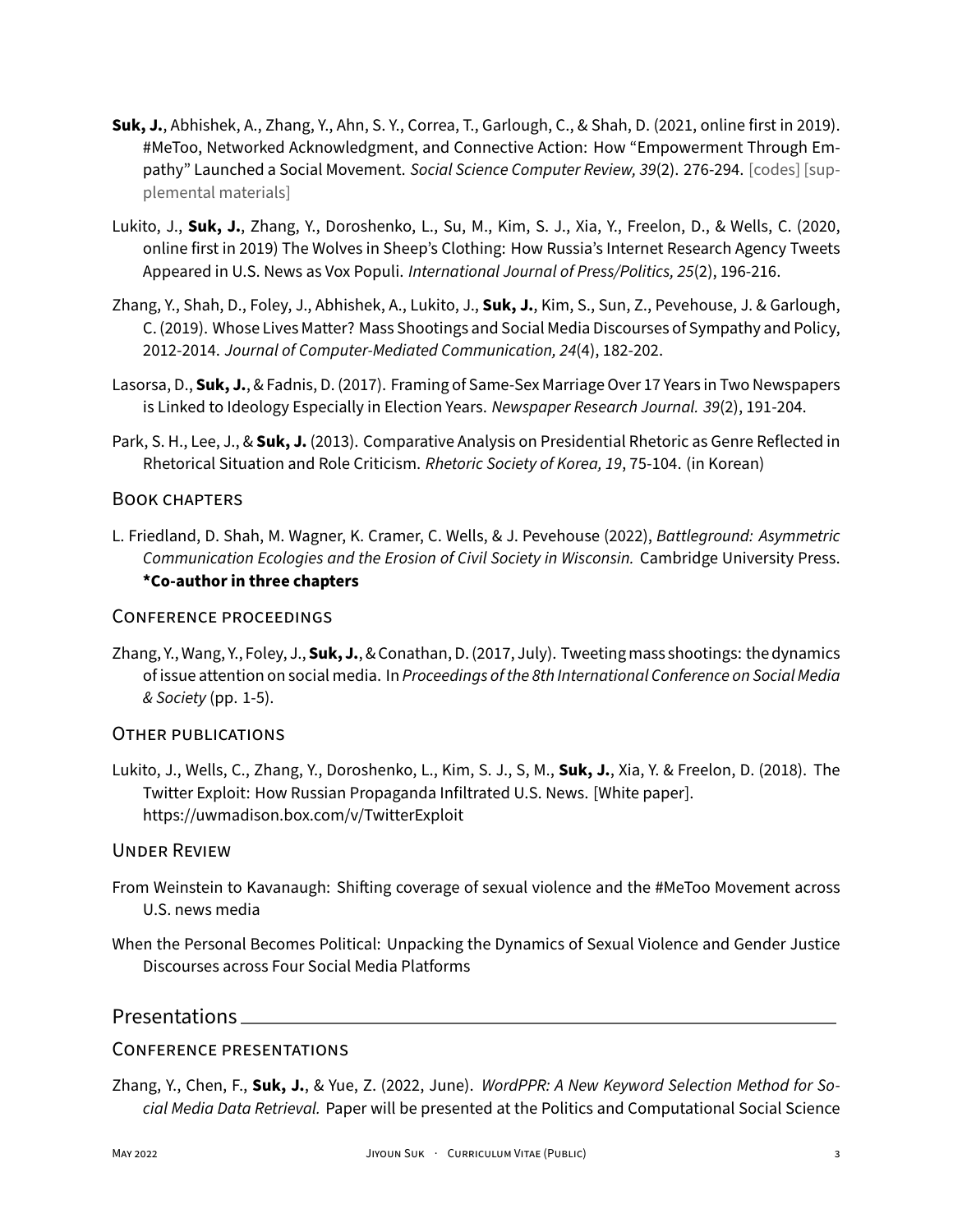**Suk, J.**, Abhishek, A., Zhang, Y., Ahn, S. Y., Correa, T., Garlough, C., & Shah, D. (2021, online first in 2019). #MeToo, Networked Acknowledgment, and Connective Action: How "Empowerment Through Empathy" Launched a Social Movement. *Social Science Computer Review, 39*(2). 276-294. [codes] [supplemental materials]

Lukito, J., **Suk, J.**, Zhang, Y., Doroshenko, L., Su, M., Kim, S. J., Xia, Y., Freelon, D., & Wells, C. (2020, online first in 2019) The Wolves in Sheep's Clothing: How Russia's Internet Research Agency Tweets Appeared in U.S. News as Vox Populi. *International Journal of Press/Politics, 25*(2), 196-216.

Zhang, Y., Shah, D., Foley, J., Abhishek, A., Lukito, J., **Suk, J.**, Kim, S., Sun, Z., Pevehouse, J. & Garlough, C. (2019). Whose Lives Matter? Mass Shootings and Social Media Discourses of Sympathy and Policy, 2012-2014. *Journal of Computer-Mediated Communication, 24*(4), 182-202.

Lasorsa, D., **Suk, J.**, & Fadnis, D. (2017). Framing of Same-Sex Marriage Over 17 Years in Two Newspapers is Linked to Ideology Especially in Election Years. *Newspaper Research Journal. 39*(2), 191-204.

Park, S. H., Lee, J., & **Suk, J.** (2013). Comparative Analysis on Presidential Rhetoric as Genre Reflected in Rhetorical Situation and Role Criticism. *Rhetoric Society of Korea, 19*, 75-104. (in Korean)

### Book chapters

L. Friedland, D. Shah, M. Wagner, K. Cramer, C. Wells, & J. Pevehouse (2022), *Battleground: Asymmetric Communication Ecologies and the Erosion of Civil Society in Wisconsin.* Cambridge University Press. **\*Co-author in three chapters**

### Conference proceedings

Zhang, Y., Wang, Y., Foley, J., **Suk, J.**, & Conathan, D. (2017, July). Tweeting mass shootings: the dynamics of issue attention on social media. In *Proceedings of the 8th International Conference on Social Media & Society* (pp. 1-5).

### Other publications

Lukito, J., Wells, C., Zhang, Y., Doroshenko, L., Kim, S. J., S, M., **Suk, J.**, Xia, Y. & Freelon, D. (2018). The Twitter Exploit: How Russian Propaganda Infiltrated U.S. News. [White paper]. https://uwmadison.box.com/v/TwitterExploit

### Under Review

From Weinstein to Kavanaugh: Shifting coverage of sexual violence and the #MeToo Movement across U.S. news media

When the Personal Becomes Political: Unpacking the Dynamics of Sexual Violence and Gender Justice Discourses across Four Social Media Platforms

## Presentations

### Conference presentations

Zhang, Y., Chen, F., **Suk, J.**, & Yue, Z. (2022, June). *WordPPR: A New Keyword Selection Method for Social Media Data Retrieval.* Paper will be presented at the Politics and Computational Social Science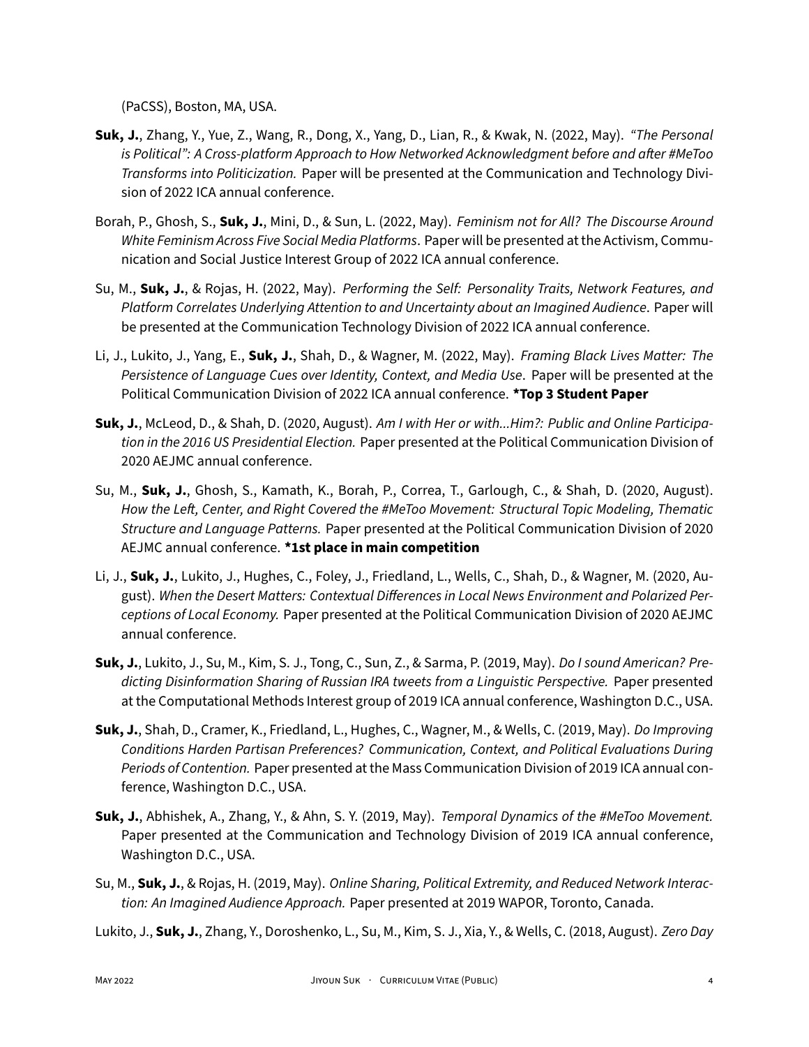(PaCSS), Boston, MA, USA.

**Suk, J.**, Zhang, Y., Yue, Z., Wang, R., Dong, X., Yang, D., Lian, R., & Kwak, N. (2022, May). *"The Personal is Political": A Cross-platform Approach to How Networked Acknowledgment before and after #MeToo Transforms into Politicization.* Paper will be presented at the Communication and Technology Division of 2022 ICA annual conference.

Borah, P., Ghosh, S., **Suk, J.**, Mini, D., & Sun, L. (2022, May). *Feminism not for All? The Discourse Around White Feminism Across Five Social Media Platforms*. Paper will be presented at the Activism, Communication and Social Justice Interest Group of 2022 ICA annual conference.

Su, M., **Suk, J.**, & Rojas, H. (2022, May). *Performing the Self: Personality Traits, Network Features, and Platform Correlates Underlying Attention to and Uncertainty about an Imagined Audience*. Paper will be presented at the Communication Technology Division of 2022 ICA annual conference.

Li, J., Lukito, J., Yang, E., **Suk, J.**, Shah, D., & Wagner, M. (2022, May). *Framing Black Lives Matter: The Persistence of Language Cues over Identity, Context, and Media Use*. Paper will be presented at the Political Communication Division of 2022 ICA annual conference. ***Top 3 Student Paper**

**Suk, J.**, McLeod, D., & Shah, D. (2020, August). *Am I with Her or with...Him?: Public and Online Participation in the 2016 US Presidential Election.* Paper presented at the Political Communication Division of 2020 AEJMC annual conference.

Su, M., **Suk, J.**, Ghosh, S., Kamath, K., Borah, P., Correa, T., Garlough, C., & Shah, D. (2020, August). *How the Left, Center, and Right Covered the #MeToo Movement: Structural Topic Modeling, Thematic Structure and Language Patterns.* Paper presented at the Political Communication Division of 2020 AEJMC annual conference. ***1st place in main competition**

Li, J., **Suk, J.**, Lukito, J., Hughes, C., Foley, J., Friedland, L., Wells, C., Shah, D., & Wagner, M. (2020, August). *When the Desert Matters: Contextual Differences in Local News Environment and Polarized Perceptions of Local Economy.* Paper presented at the Political Communication Division of 2020 AEJMC annual conference.

**Suk, J.**, Lukito, J., Su, M., Kim, S. J., Tong, C., Sun, Z., & Sarma, P. (2019, May). *Do I sound American? Predicting Disinformation Sharing of Russian IRA tweets from a Linguistic Perspective.* Paper presented at the Computational Methods Interest group of 2019 ICA annual conference, Washington D.C., USA.

**Suk, J.**, Shah, D., Cramer, K., Friedland, L., Hughes, C., Wagner, M., & Wells, C. (2019, May). *Do Improving Conditions Harden Partisan Preferences? Communication, Context, and Political Evaluations During Periods of Contention.* Paper presented at the Mass Communication Division of 2019 ICA annual conference, Washington D.C., USA.

**Suk, J.**, Abhishek, A., Zhang, Y., & Ahn, S. Y. (2019, May). *Temporal Dynamics of the #MeToo Movement.* Paper presented at the Communication and Technology Division of 2019 ICA annual conference, Washington D.C., USA.

Su, M., **Suk, J.**, & Rojas, H. (2019, May). *Online Sharing, Political Extremity, and Reduced Network Interaction: An Imagined Audience Approach.* Paper presented at 2019 WAPOR, Toronto, Canada.

Lukito, J., **Suk, J.**, Zhang, Y., Doroshenko, L., Su, M., Kim, S. J., Xia, Y., & Wells, C. (2018, August). *Zero Day*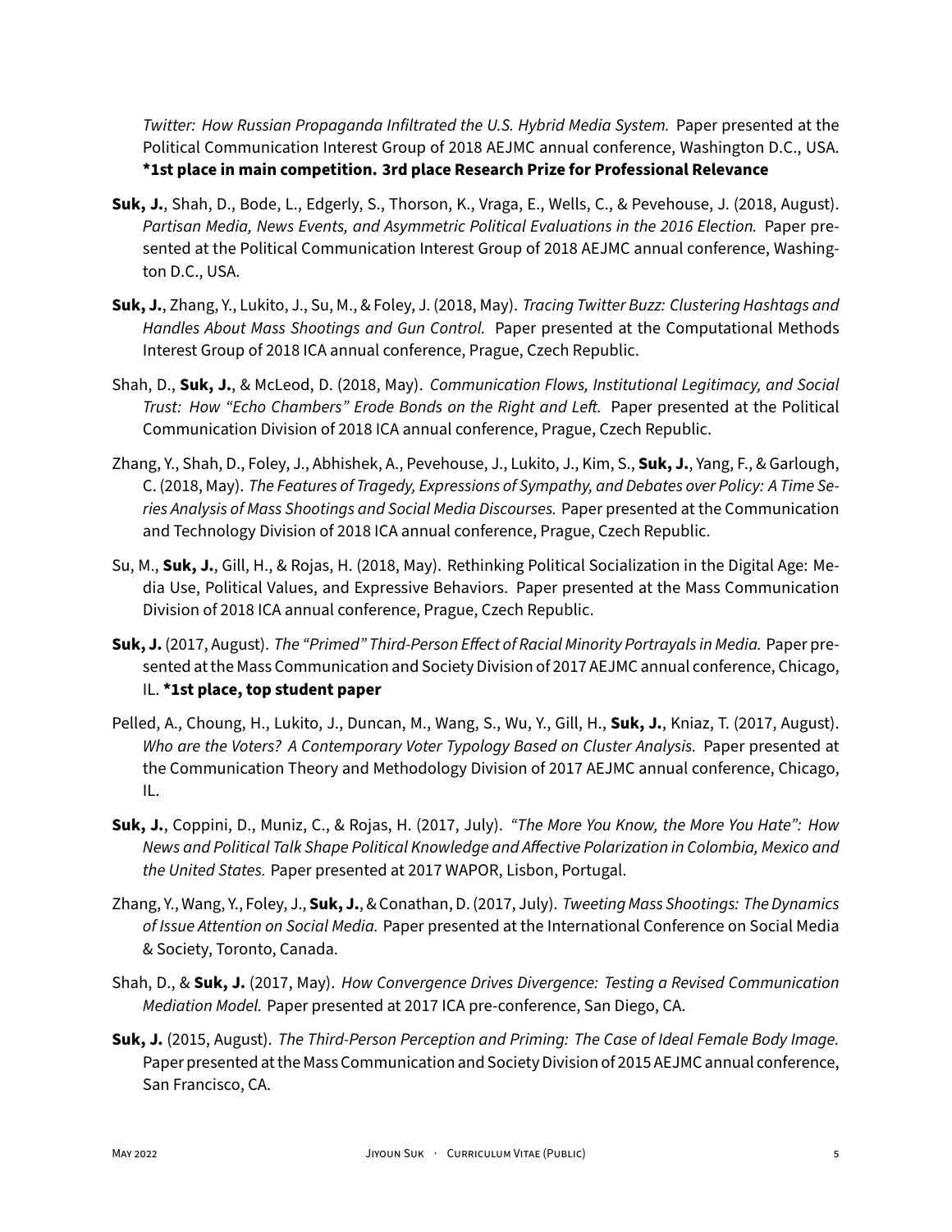*Twitter: How Russian Propaganda Infiltrated the U.S. Hybrid Media System.* Paper presented at the Political Communication Interest Group of 2018 AEJMC annual conference, Washington D.C., USA. **\*1st place in main competition. 3rd place Research Prize for Professional Relevance**

**Suk, J.**, Shah, D., Bode, L., Edgerly, S., Thorson, K., Vraga, E., Wells, C., & Pevehouse, J. (2018, August). *Partisan Media, News Events, and Asymmetric Political Evaluations in the 2016 Election.* Paper presented at the Political Communication Interest Group of 2018 AEJMC annual conference, Washington D.C., USA.

**Suk, J.**, Zhang, Y., Lukito, J., Su, M., & Foley, J. (2018, May). *Tracing Twitter Buzz: Clustering Hashtags and Handles About Mass Shootings and Gun Control.* Paper presented at the Computational Methods Interest Group of 2018 ICA annual conference, Prague, Czech Republic.

Shah, D., **Suk, J.**, & McLeod, D. (2018, May). *Communication Flows, Institutional Legitimacy, and Social Trust: How "Echo Chambers" Erode Bonds on the Right and Left.* Paper presented at the Political Communication Division of 2018 ICA annual conference, Prague, Czech Republic.

Zhang, Y., Shah, D., Foley, J., Abhishek, A., Pevehouse, J., Lukito, J., Kim, S., **Suk, J.**, Yang, F., & Garlough, C. (2018, May). *The Features of Tragedy, Expressions of Sympathy, and Debates over Policy: A Time Series Analysis of Mass Shootings and Social Media Discourses.* Paper presented at the Communication and Technology Division of 2018 ICA annual conference, Prague, Czech Republic.

Su, M., **Suk, J.**, Gill, H., & Rojas, H. (2018, May). Rethinking Political Socialization in the Digital Age: Media Use, Political Values, and Expressive Behaviors. Paper presented at the Mass Communication Division of 2018 ICA annual conference, Prague, Czech Republic.

**Suk, J.** (2017, August). *The "Primed" Third-Person Effect of Racial Minority Portrayals in Media.* Paper presented at the Mass Communication and Society Division of 2017 AEJMC annual conference, Chicago, IL. **\*1st place, top student paper**

Pelled, A., Choung, H., Lukito, J., Duncan, M., Wang, S., Wu, Y., Gill, H., **Suk, J.**, Kniaz, T. (2017, August). *Who are the Voters? A Contemporary Voter Typology Based on Cluster Analysis.* Paper presented at the Communication Theory and Methodology Division of 2017 AEJMC annual conference, Chicago, IL.

**Suk, J.**, Coppini, D., Muniz, C., & Rojas, H. (2017, July). *"The More You Know, the More You Hate": How News and Political Talk Shape Political Knowledge and Affective Polarization in Colombia, Mexico and the United States.* Paper presented at 2017 WAPOR, Lisbon, Portugal.

Zhang, Y., Wang, Y., Foley, J., **Suk, J.**, & Conathan, D. (2017, July). *Tweeting Mass Shootings: The Dynamics of Issue Attention on Social Media.* Paper presented at the International Conference on Social Media & Society, Toronto, Canada.

Shah, D., & **Suk, J.** (2017, May). *How Convergence Drives Divergence: Testing a Revised Communication Mediation Model.* Paper presented at 2017 ICA pre-conference, San Diego, CA.

**Suk, J.** (2015, August). *The Third-Person Perception and Priming: The Case of Ideal Female Body Image.* Paper presented at the Mass Communication and Society Division of 2015 AEJMC annual conference, San Francisco, CA.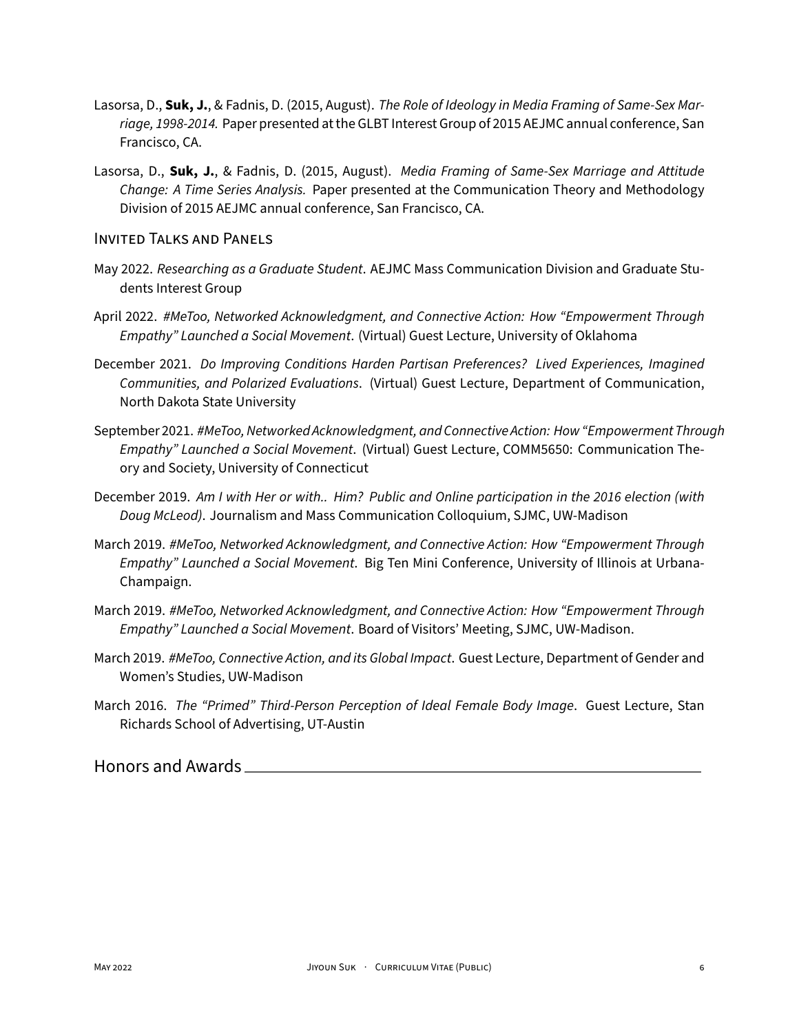Lasorsa, D., **Suk, J.**, & Fadnis, D. (2015, August). *The Role of Ideology in Media Framing of Same-Sex Marriage, 1998-2014.* Paper presented at the GLBT Interest Group of 2015 AEJMC annual conference, San Francisco, CA.

Lasorsa, D., **Suk, J.**, & Fadnis, D. (2015, August). *Media Framing of Same-Sex Marriage and Attitude Change: A Time Series Analysis.* Paper presented at the Communication Theory and Methodology Division of 2015 AEJMC annual conference, San Francisco, CA.

### Invited Talks and Panels

May 2022. *Researching as a Graduate Student*. AEJMC Mass Communication Division and Graduate Students Interest Group

April 2022. *#MeToo, Networked Acknowledgment, and Connective Action: How "Empowerment Through Empathy" Launched a Social Movement*. (Virtual) Guest Lecture, University of Oklahoma

December 2021. *Do Improving Conditions Harden Partisan Preferences? Lived Experiences, Imagined Communities, and Polarized Evaluations*. (Virtual) Guest Lecture, Department of Communication, North Dakota State University

September 2021. *#MeToo, Networked Acknowledgment, and Connective Action: How "Empowerment Through Empathy" Launched a Social Movement*. (Virtual) Guest Lecture, COMM5650: Communication Theory and Society, University of Connecticut

December 2019. *Am I with Her or with.. Him? Public and Online participation in the 2016 election (with Doug McLeod)*. Journalism and Mass Communication Colloquium, SJMC, UW-Madison

March 2019. *#MeToo, Networked Acknowledgment, and Connective Action: How "Empowerment Through Empathy" Launched a Social Movement*. Big Ten Mini Conference, University of Illinois at Urbana-Champaign.

March 2019. *#MeToo, Networked Acknowledgment, and Connective Action: How "Empowerment Through Empathy" Launched a Social Movement*. Board of Visitors' Meeting, SJMC, UW-Madison.

March 2019. *#MeToo, Connective Action, and its Global Impact*. Guest Lecture, Department of Gender and Women's Studies, UW-Madison

March 2016. *The "Primed" Third-Person Perception of Ideal Female Body Image*. Guest Lecture, Stan Richards School of Advertising, UT-Austin

## Honors and Awards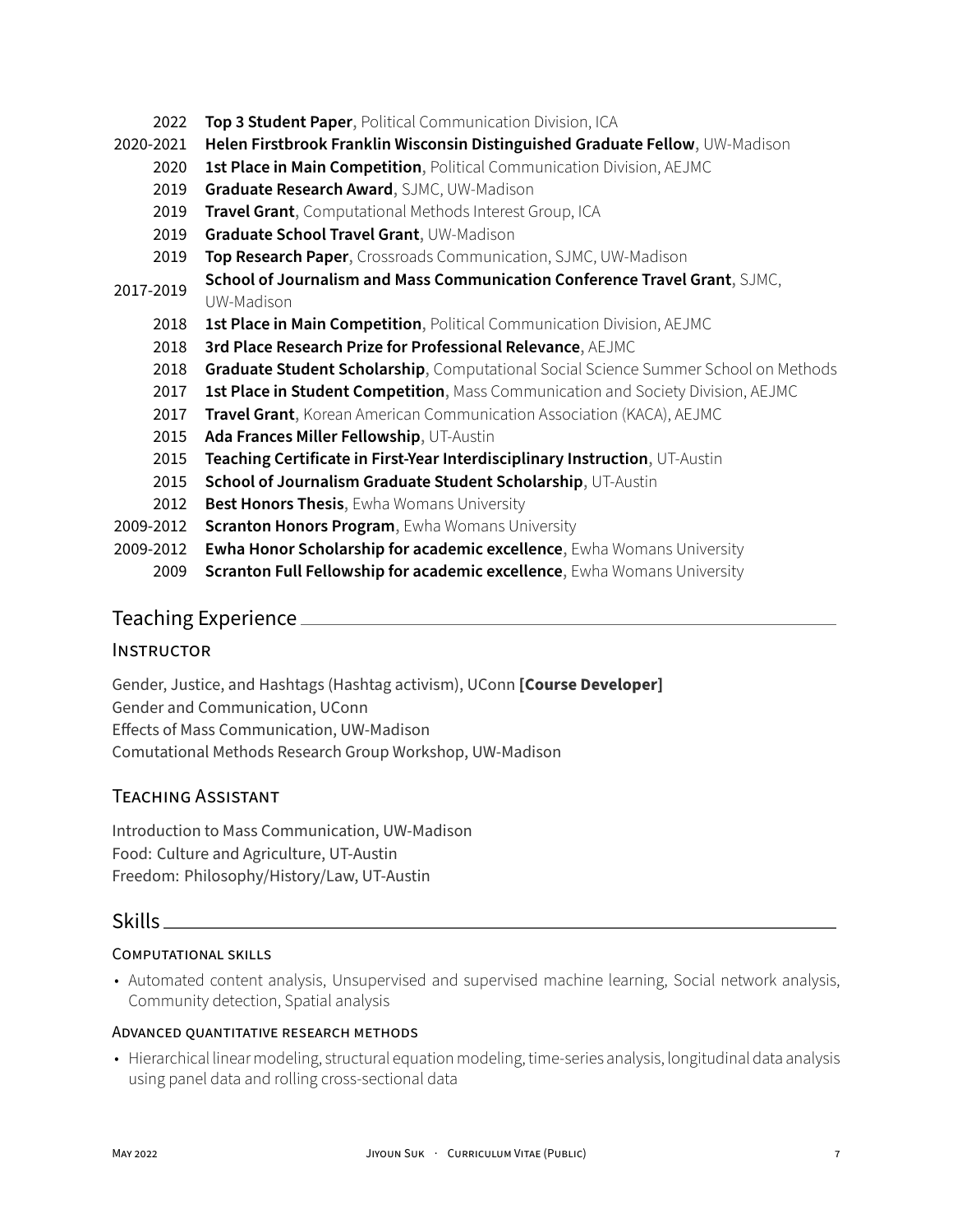2022 **Top 3 Student Paper**, Political Communication Division, ICA
2020-2021 **Helen Firstbrook Franklin Wisconsin Distinguished Graduate Fellow**, UW-Madison
2020 **1st Place in Main Competition**, Political Communication Division, AEJMC
2019 **Graduate Research Award**, SJMC, UW-Madison
2019 **Travel Grant**, Computational Methods Interest Group, ICA
2019 **Graduate School Travel Grant**, UW-Madison
2019 **Top Research Paper**, Crossroads Communication, SJMC, UW-Madison
2017-2019 **School of Journalism and Mass Communication Conference Travel Grant**, SJMC, UW-Madison
2018 **1st Place in Main Competition**, Political Communication Division, AEJMC
2018 **3rd Place Research Prize for Professional Relevance**, AEJMC
2018 **Graduate Student Scholarship**, Computational Social Science Summer School on Methods
2017 **1st Place in Student Competition**, Mass Communication and Society Division, AEJMC
2017 **Travel Grant**, Korean American Communication Association (KACA), AEJMC
2015 **Ada Frances Miller Fellowship**, UT-Austin
2015 **Teaching Certificate in First-Year Interdisciplinary Instruction**, UT-Austin
2015 **School of Journalism Graduate Student Scholarship**, UT-Austin
2012 **Best Honors Thesis**, Ewha Womans University
2009-2012 **Scranton Honors Program**, Ewha Womans University
2009-2012 **Ewha Honor Scholarship for academic excellence**, Ewha Womans University
2009 **Scranton Full Fellowship for academic excellence**, Ewha Womans University

## Teaching Experience

### Instructor

Gender, Justice, and Hashtags (Hashtag activism), UConn **[Course Developer]**
Gender and Communication, UConn
Effects of Mass Communication, UW-Madison
Comutational Methods Research Group Workshop, UW-Madison

### Teaching Assistant

Introduction to Mass Communication, UW-Madison
Food: Culture and Agriculture, UT-Austin
Freedom: Philosophy/History/Law, UT-Austin

## Skills

#### Computational skills

- Automated content analysis, Unsupervised and supervised machine learning, Social network analysis, Community detection, Spatial analysis

#### Advanced quantitative research methods

- Hierarchical linear modeling, structural equation modeling, time-series analysis, longitudinal data analysis using panel data and rolling cross-sectional data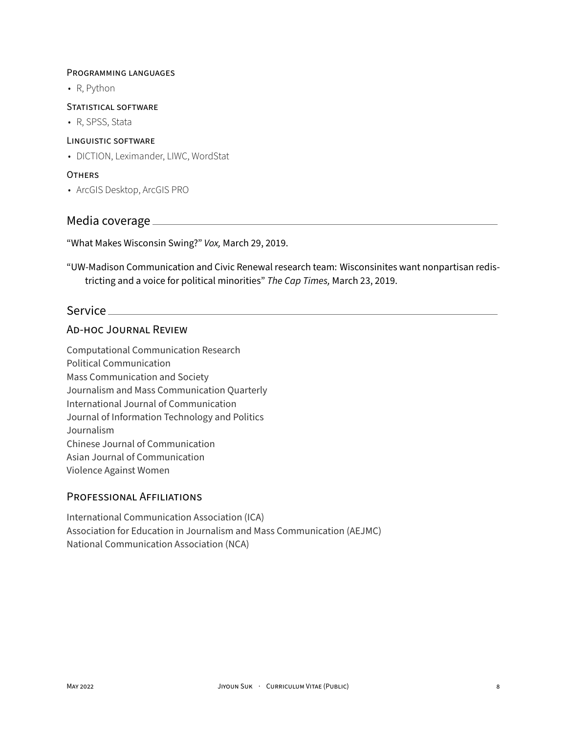#### Programming languages

- R, Python

#### Statistical software

- R, SPSS, Stata

#### Linguistic software

- DICTION, Leximander, LIWC, WordStat

#### Others

- ArcGIS Desktop, ArcGIS PRO

## Media coverage

"What Makes Wisconsin Swing?" *Vox,* March 29, 2019.

"UW-Madison Communication and Civic Renewal research team: Wisconsinites want nonpartisan redistricting and a voice for political minorities" *The Cap Times,* March 23, 2019.

## Service

### Ad-hoc Journal Review

Computational Communication Research
Political Communication
Mass Communication and Society
Journalism and Mass Communication Quarterly
International Journal of Communication
Journal of Information Technology and Politics
Journalism
Chinese Journal of Communication
Asian Journal of Communication
Violence Against Women

### Professional Affiliations

International Communication Association (ICA)
Association for Education in Journalism and Mass Communication (AEJMC)
National Communication Association (NCA)